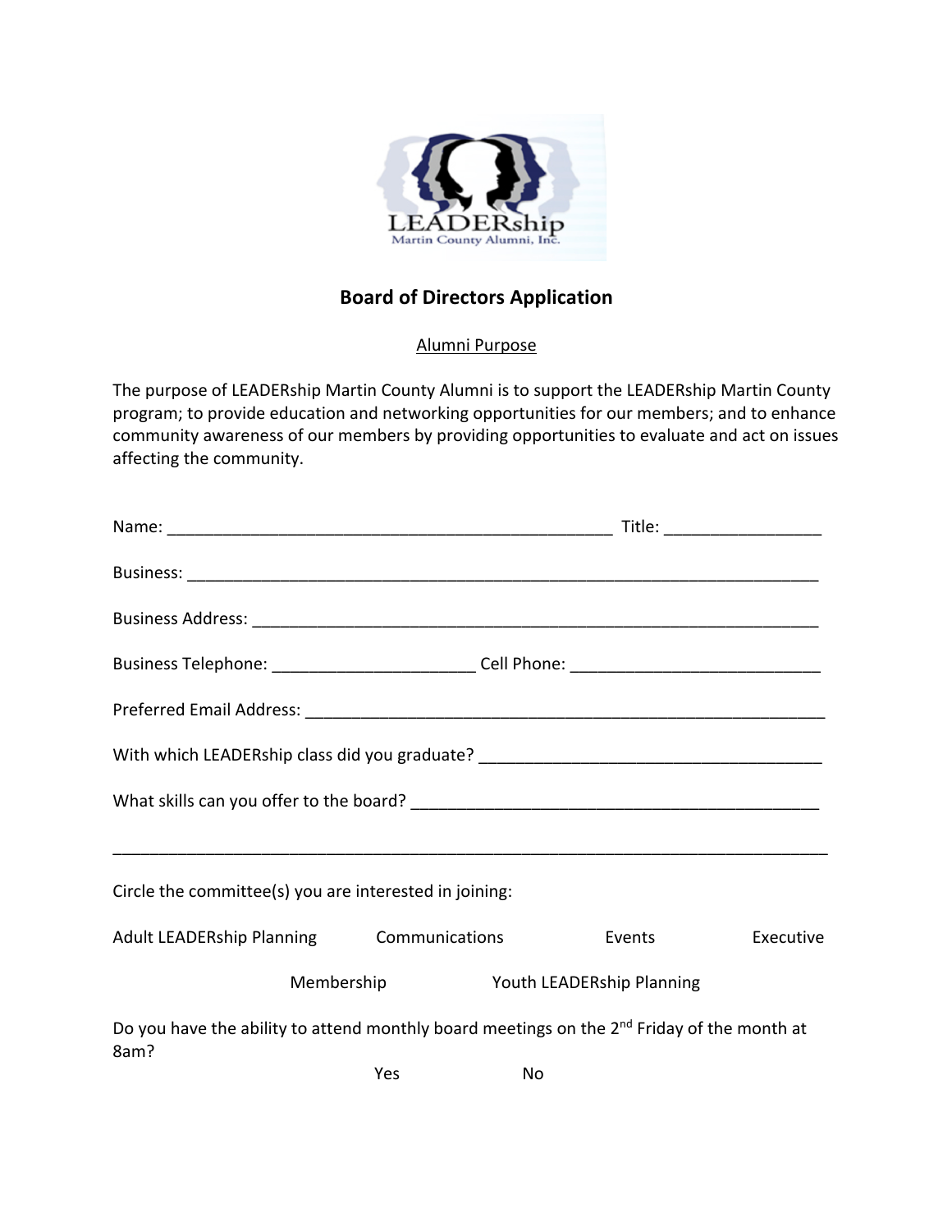LEADERship
Martin County Alumni, Inc.

# Board of Directors Application

Alumni Purpose

The purpose of LEADERship Martin County Alumni is to support the LEADERship Martin County program; to provide education and networking opportunities for our members; and to enhance community awareness of our members by providing opportunities to evaluate and act on issues affecting the community.

Name: ________________________________________________ Title: _________________

Business: _____________________________________________________________________

Business Address: ______________________________________________________________

Business Telephone: ______________________ Cell Phone: ___________________________

Preferred Email Address: ________________________________________________________

With which LEADERship class did you graduate? _____________________________________

What skills can you offer to the board? ____________________________________________

_______________________________________________________________________________

Circle the committee(s) you are interested in joining:

Adult LEADERship Planning Communications Events Executive

Membership Youth LEADERship Planning

Do you have the ability to attend monthly board meetings on the 2nd Friday of the month at 8am?

Yes No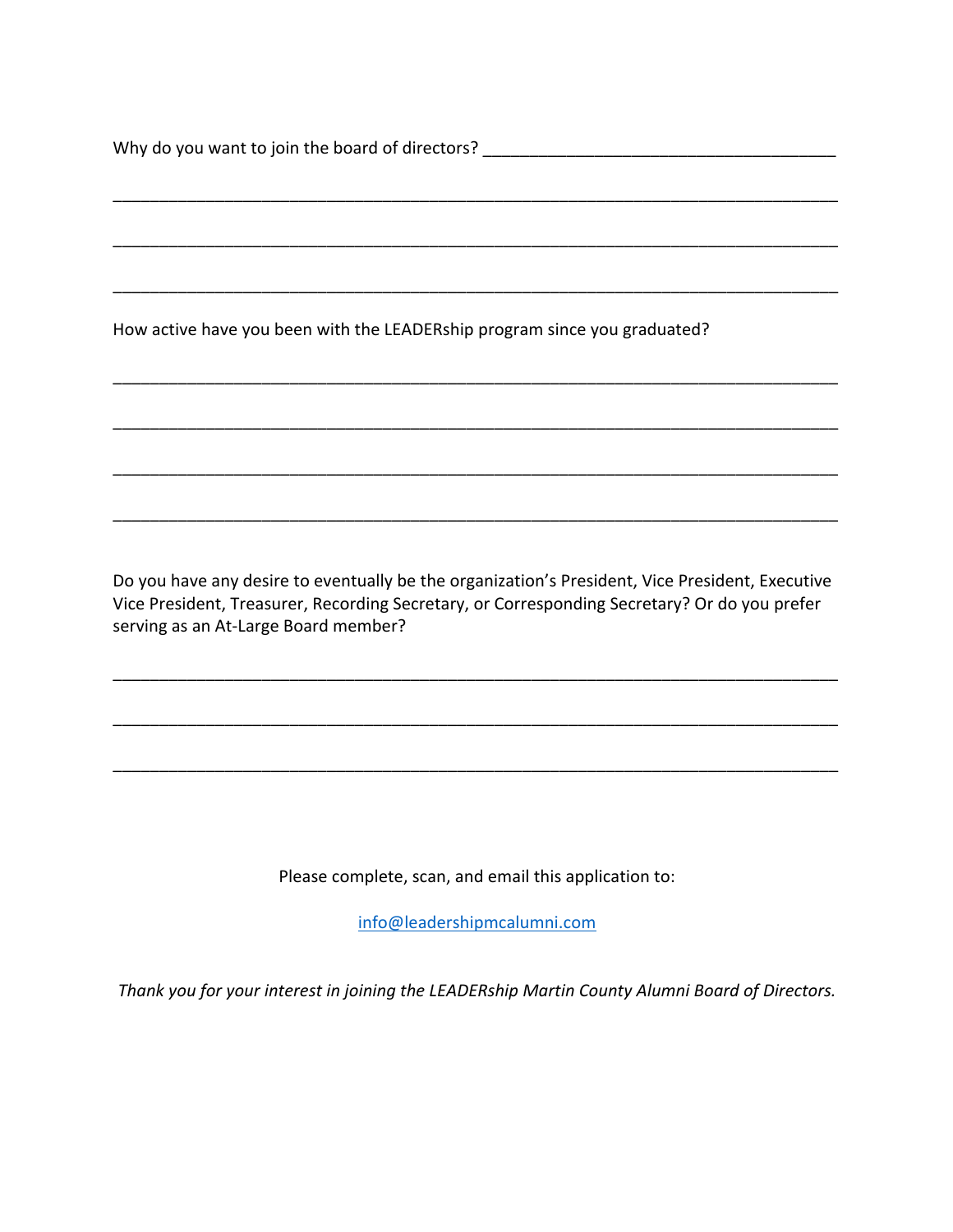Why do you want to join the board of directors? ______________________________________

_______________________________________________________________________________

_______________________________________________________________________________

_______________________________________________________________________________

How active have you been with the LEADERship program since you graduated?

_______________________________________________________________________________

_______________________________________________________________________________

_______________________________________________________________________________

_______________________________________________________________________________

Do you have any desire to eventually be the organization's President, Vice President, Executive Vice President, Treasurer, Recording Secretary, or Corresponding Secretary? Or do you prefer serving as an At-Large Board member?

_______________________________________________________________________________

_______________________________________________________________________________

_______________________________________________________________________________

Please complete, scan, and email this application to:

info@leadershipmcalumni.com

*Thank you for your interest in joining the LEADERship Martin County Alumni Board of Directors.*